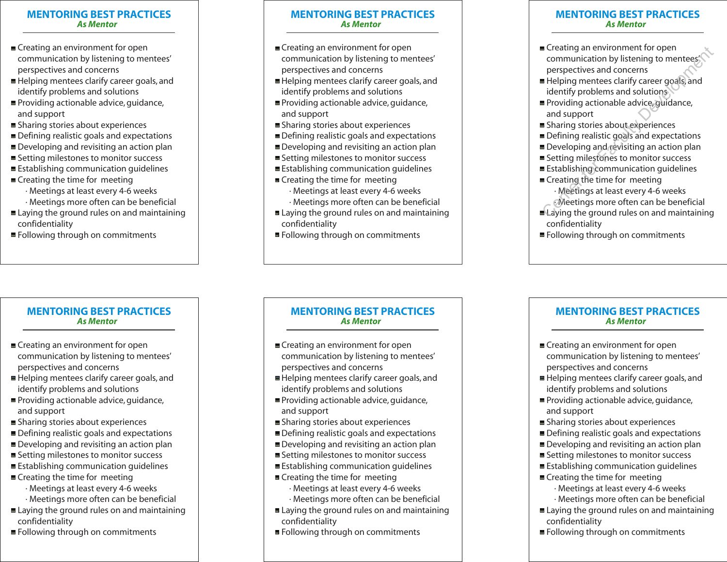## MENTORING BEST PRACTICES

*As Mentor*

- Creating an environment for open communication by listening to mentees' perspectives and concerns
- Helping mentees clarify career goals, and identify problems and solutions
- Providing actionable advice, guidance, and support
- Sharing stories about experiences
- Defining realistic goals and expectations
- Developing and revisiting an action plan
- Setting milestones to monitor success
- Establishing communication guidelines
- Creating the time for meeting
  - Meetings at least every 4-6 weeks
  - Meetings more often can be beneficial
- Laying the ground rules on and maintaining confidentiality
- Following through on commitments

## MENTORING BEST PRACTICES

*As Mentor*

- Creating an environment for open communication by listening to mentees' perspectives and concerns
- Helping mentees clarify career goals, and identify problems and solutions
- Providing actionable advice, guidance, and support
- Sharing stories about experiences
- Defining realistic goals and expectations
- Developing and revisiting an action plan
- Setting milestones to monitor success
- Establishing communication guidelines
- Creating the time for meeting
  - Meetings at least every 4-6 weeks
  - Meetings more often can be beneficial
- Laying the ground rules on and maintaining confidentiality
- Following through on commitments

## MENTORING BEST PRACTICES

*As Mentor*

- Creating an environment for open communication by listening to mentees' perspectives and concerns
- Helping mentees clarify career goals, and identify problems and solutions
- Providing actionable advice, guidance, and support
- Sharing stories about experiences
- Defining realistic goals and expectations
- Developing and revisiting an action plan
- Setting milestones to monitor success
- Establishing communication guidelines
- Creating the time for meeting
  - Meetings at least every 4-6 weeks
  - Meetings more often can be beneficial
- Laying the ground rules on and maintaining confidentiality
- Following through on commitments

## MENTORING BEST PRACTICES

*As Mentor*

- Creating an environment for open communication by listening to mentees' perspectives and concerns
- Helping mentees clarify career goals, and identify problems and solutions
- Providing actionable advice, guidance, and support
- Sharing stories about experiences
- Defining realistic goals and expectations
- Developing and revisiting an action plan
- Setting milestones to monitor success
- Establishing communication guidelines
- Creating the time for meeting
  - Meetings at least every 4-6 weeks
  - Meetings more often can be beneficial
- Laying the ground rules on and maintaining confidentiality
- Following through on commitments

## MENTORING BEST PRACTICES

*As Mentor*

- Creating an environment for open communication by listening to mentees' perspectives and concerns
- Helping mentees clarify career goals, and identify problems and solutions
- Providing actionable advice, guidance, and support
- Sharing stories about experiences
- Defining realistic goals and expectations
- Developing and revisiting an action plan
- Setting milestones to monitor success
- Establishing communication guidelines
- Creating the time for meeting
  - Meetings at least every 4-6 weeks
  - Meetings more often can be beneficial
- Laying the ground rules on and maintaining confidentiality
- Following through on commitments

## MENTORING BEST PRACTICES

*As Mentor*

- Creating an environment for open communication by listening to mentees' perspectives and concerns
- Helping mentees clarify career goals, and identify problems and solutions
- Providing actionable advice, guidance, and support
- Sharing stories about experiences
- Defining realistic goals and expectations
- Developing and revisiting an action plan
- Setting milestones to monitor success
- Establishing communication guidelines
- Creating the time for meeting
  - Meetings at least every 4-6 weeks
  - Meetings more often can be beneficial
- Laying the ground rules on and maintaining confidentiality
- Following through on commitments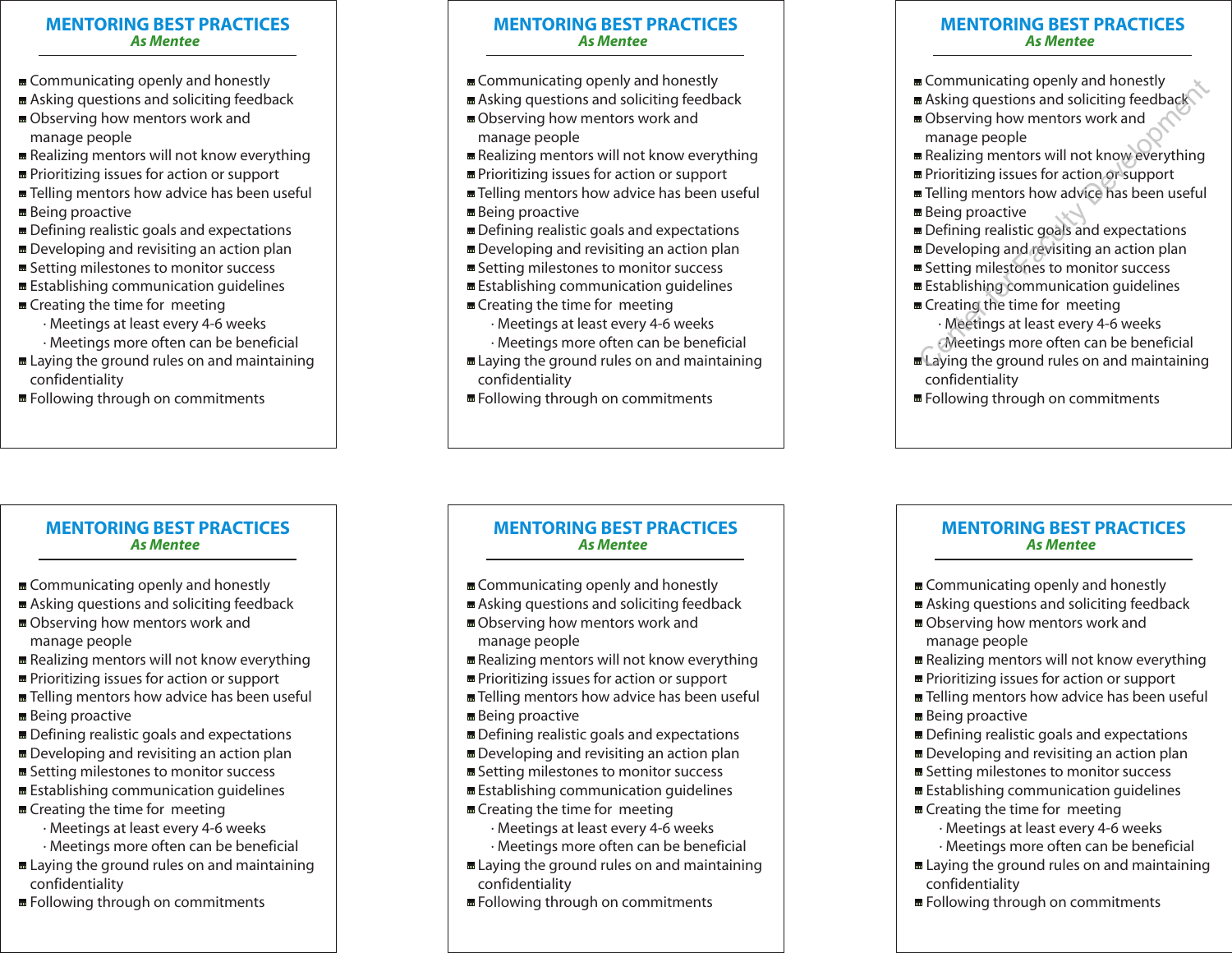## MENTORING BEST PRACTICES
### *As Mentee*

- Communicating openly and honestly
- Asking questions and soliciting feedback
- Observing how mentors work and manage people
- Realizing mentors will not know everything
- Prioritizing issues for action or support
- Telling mentors how advice has been useful
- Being proactive
- Defining realistic goals and expectations
- Developing and revisiting an action plan
- Setting milestones to monitor success
- Establishing communication guidelines
- Creating the time for meeting
  - · Meetings at least every 4-6 weeks
  - · Meetings more often can be beneficial
- Laying the ground rules on and maintaining confidentiality
- Following through on commitments

## MENTORING BEST PRACTICES
### *As Mentee*

- Communicating openly and honestly
- Asking questions and soliciting feedback
- Observing how mentors work and manage people
- Realizing mentors will not know everything
- Prioritizing issues for action or support
- Telling mentors how advice has been useful
- Being proactive
- Defining realistic goals and expectations
- Developing and revisiting an action plan
- Setting milestones to monitor success
- Establishing communication guidelines
- Creating the time for meeting
  - · Meetings at least every 4-6 weeks
  - · Meetings more often can be beneficial
- Laying the ground rules on and maintaining confidentiality
- Following through on commitments

## MENTORING BEST PRACTICES
### *As Mentee*

- Communicating openly and honestly
- Asking questions and soliciting feedback
- Observing how mentors work and manage people
- Realizing mentors will not know everything
- Prioritizing issues for action or support
- Telling mentors how advice has been useful
- Being proactive
- Defining realistic goals and expectations
- Developing and revisiting an action plan
- Setting milestones to monitor success
- Establishing communication guidelines
- Creating the time for meeting
  - · Meetings at least every 4-6 weeks
  - · Meetings more often can be beneficial
- Laying the ground rules on and maintaining confidentiality
- Following through on commitments

Center for Faculty Development

## MENTORING BEST PRACTICES
### *As Mentee*

- Communicating openly and honestly
- Asking questions and soliciting feedback
- Observing how mentors work and manage people
- Realizing mentors will not know everything
- Prioritizing issues for action or support
- Telling mentors how advice has been useful
- Being proactive
- Defining realistic goals and expectations
- Developing and revisiting an action plan
- Setting milestones to monitor success
- Establishing communication guidelines
- Creating the time for meeting
  - · Meetings at least every 4-6 weeks
  - · Meetings more often can be beneficial
- Laying the ground rules on and maintaining confidentiality
- Following through on commitments

## MENTORING BEST PRACTICES
### *As Mentee*

- Communicating openly and honestly
- Asking questions and soliciting feedback
- Observing how mentors work and manage people
- Realizing mentors will not know everything
- Prioritizing issues for action or support
- Telling mentors how advice has been useful
- Being proactive
- Defining realistic goals and expectations
- Developing and revisiting an action plan
- Setting milestones to monitor success
- Establishing communication guidelines
- Creating the time for meeting
  - · Meetings at least every 4-6 weeks
  - · Meetings more often can be beneficial
- Laying the ground rules on and maintaining confidentiality
- Following through on commitments

## MENTORING BEST PRACTICES
### *As Mentee*

- Communicating openly and honestly
- Asking questions and soliciting feedback
- Observing how mentors work and manage people
- Realizing mentors will not know everything
- Prioritizing issues for action or support
- Telling mentors how advice has been useful
- Being proactive
- Defining realistic goals and expectations
- Developing and revisiting an action plan
- Setting milestones to monitor success
- Establishing communication guidelines
- Creating the time for meeting
  - · Meetings at least every 4-6 weeks
  - · Meetings more often can be beneficial
- Laying the ground rules on and maintaining confidentiality
- Following through on commitments